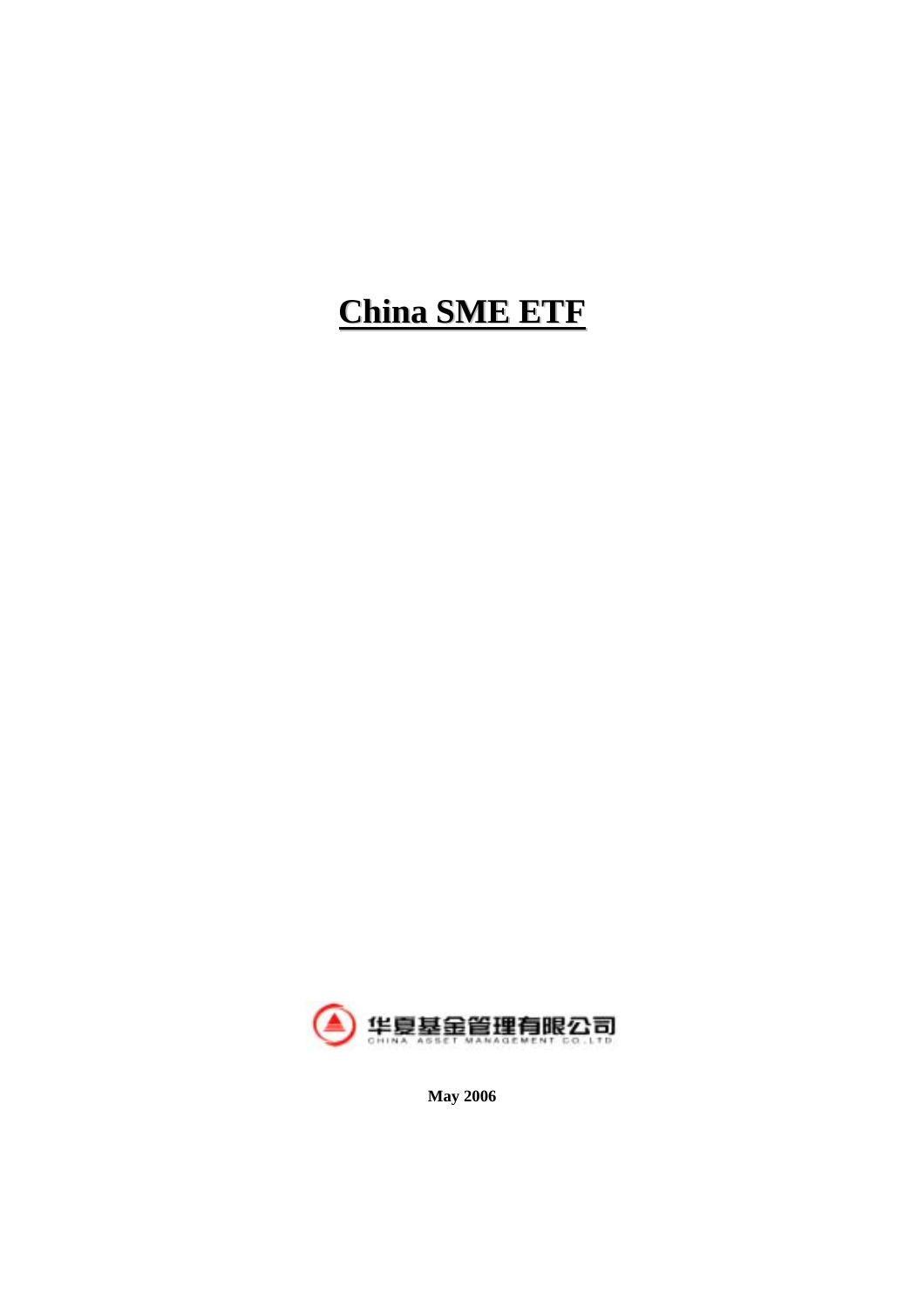# China SME ETF

华夏基金管理有限公司

CHINA ASSET MANAGEMENT CO.,LTD

**May 2006**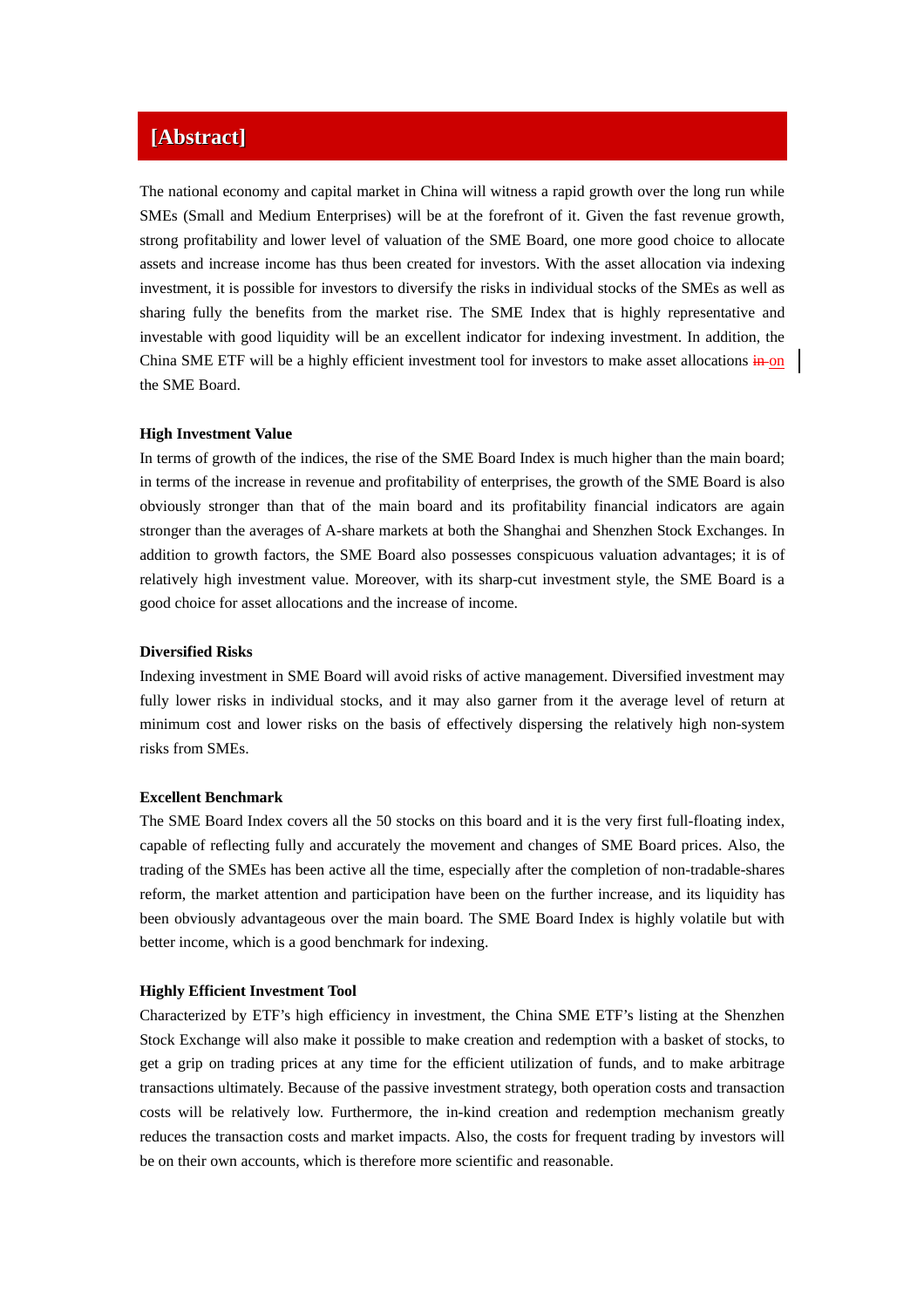## [Abstract]

The national economy and capital market in China will witness a rapid growth over the long run while SMEs (Small and Medium Enterprises) will be at the forefront of it. Given the fast revenue growth, strong profitability and lower level of valuation of the SME Board, one more good choice to allocate assets and increase income has thus been created for investors. With the asset allocation via indexing investment, it is possible for investors to diversify the risks in individual stocks of the SMEs as well as sharing fully the benefits from the market rise. The SME Index that is highly representative and investable with good liquidity will be an excellent indicator for indexing investment. In addition, the China SME ETF will be a highly efficient investment tool for investors to make asset allocations on the SME Board.

**High Investment Value**

In terms of growth of the indices, the rise of the SME Board Index is much higher than the main board; in terms of the increase in revenue and profitability of enterprises, the growth of the SME Board is also obviously stronger than that of the main board and its profitability financial indicators are again stronger than the averages of A-share markets at both the Shanghai and Shenzhen Stock Exchanges. In addition to growth factors, the SME Board also possesses conspicuous valuation advantages; it is of relatively high investment value. Moreover, with its sharp-cut investment style, the SME Board is a good choice for asset allocations and the increase of income.

**Diversified Risks**

Indexing investment in SME Board will avoid risks of active management. Diversified investment may fully lower risks in individual stocks, and it may also garner from it the average level of return at minimum cost and lower risks on the basis of effectively dispersing the relatively high non-system risks from SMEs.

**Excellent Benchmark**

The SME Board Index covers all the 50 stocks on this board and it is the very first full-floating index, capable of reflecting fully and accurately the movement and changes of SME Board prices. Also, the trading of the SMEs has been active all the time, especially after the completion of non-tradable-shares reform, the market attention and participation have been on the further increase, and its liquidity has been obviously advantageous over the main board. The SME Board Index is highly volatile but with better income, which is a good benchmark for indexing.

**Highly Efficient Investment Tool**

Characterized by ETF's high efficiency in investment, the China SME ETF's listing at the Shenzhen Stock Exchange will also make it possible to make creation and redemption with a basket of stocks, to get a grip on trading prices at any time for the efficient utilization of funds, and to make arbitrage transactions ultimately. Because of the passive investment strategy, both operation costs and transaction costs will be relatively low. Furthermore, the in-kind creation and redemption mechanism greatly reduces the transaction costs and market impacts. Also, the costs for frequent trading by investors will be on their own accounts, which is therefore more scientific and reasonable.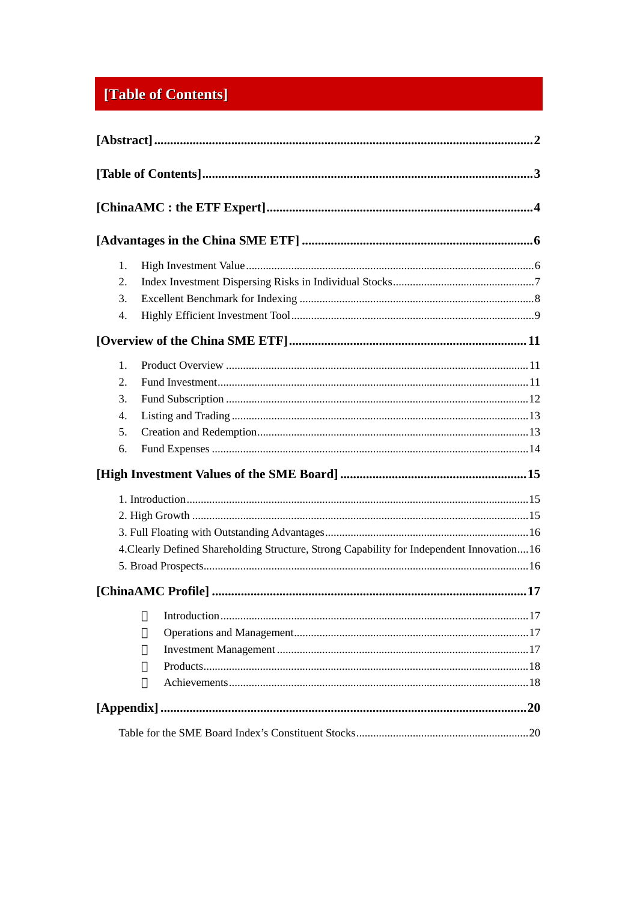# [Table of Contents]

**[Abstract]** ........................................................................................................................ **2**

**[Table of Contents]** ........................................................................................................... **3**

**[ChinaAMC : the ETF Expert]** ........................................................................................ **4**

**[Advantages in the China SME ETF]** ............................................................................ **6**

1. High Investment Value ..................................................................................................6
2. Index Investment Dispersing Risks in Individual Stocks ..............................................7
3. Excellent Benchmark for Indexing .................................................................................8
4. Highly Efficient Investment Tool ....................................................................................9

**[Overview of the China SME ETF]** .............................................................................. **11**

1. Product Overview ........................................................................................................11
2. Fund Investment ...........................................................................................................11
3. Fund Subscription ........................................................................................................12
4. Listing and Trading .......................................................................................................13
5. Creation and Redemption .............................................................................................13
6. Fund Expenses .............................................................................................................14

**[High Investment Values of the SME Board]** ............................................................. **15**

1. Introduction ......................................................................................................15
2. High Growth ......................................................................................................15
3. Full Floating with Outstanding Advantages ......................................................16
4. Clearly Defined Shareholding Structure, Strong Capability for Independent Innovation ....16
5. Broad Prospects ................................................................................................16

**[ChinaAMC Profile]** ....................................................................................................... **17**

- Introduction ..........................................................................................................17
- Operations and Management ...............................................................................17
- Investment Management ......................................................................................17
- Products ...............................................................................................................18
- Achievements .......................................................................................................18

**[Appendix]** ...................................................................................................................... **20**

Table for the SME Board Index’s Constituent Stocks ........................................................20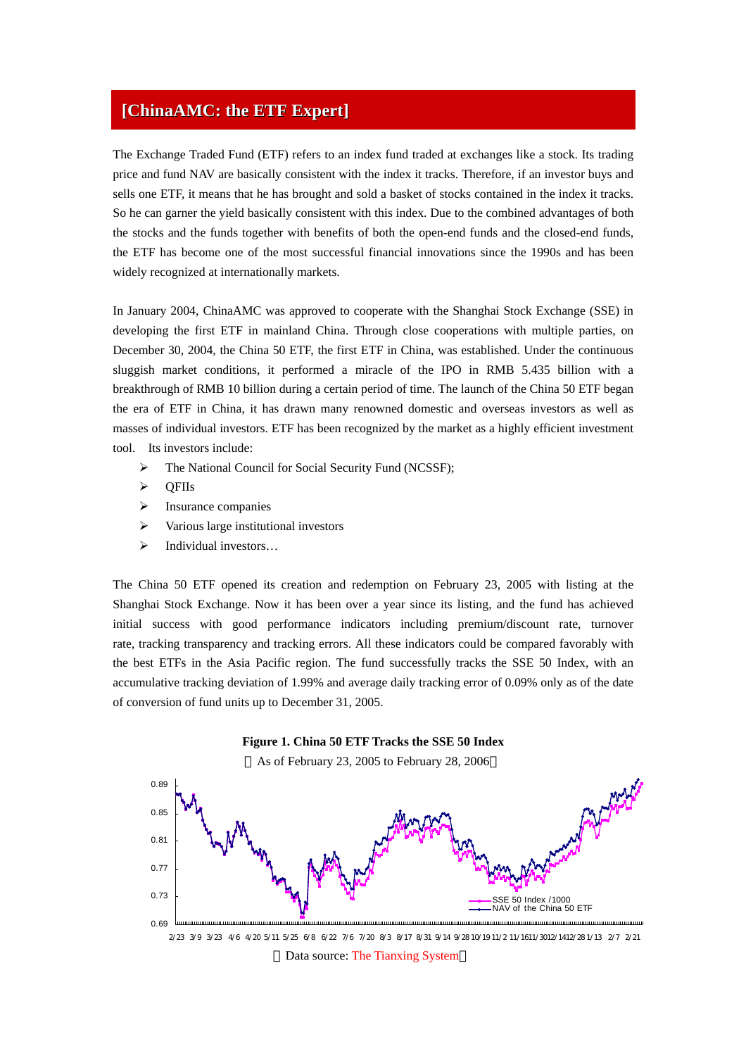## [ChinaAMC: the ETF Expert]

The Exchange Traded Fund (ETF) refers to an index fund traded at exchanges like a stock. Its trading price and fund NAV are basically consistent with the index it tracks. Therefore, if an investor buys and sells one ETF, it means that he has brought and sold a basket of stocks contained in the index it tracks. So he can garner the yield basically consistent with this index. Due to the combined advantages of both the stocks and the funds together with benefits of both the open-end funds and the closed-end funds, the ETF has become one of the most successful financial innovations since the 1990s and has been widely recognized at internationally markets.

In January 2004, ChinaAMC was approved to cooperate with the Shanghai Stock Exchange (SSE) in developing the first ETF in mainland China. Through close cooperations with multiple parties, on December 30, 2004, the China 50 ETF, the first ETF in China, was established. Under the continuous sluggish market conditions, it performed a miracle of the IPO in RMB 5.435 billion with a breakthrough of RMB 10 billion during a certain period of time. The launch of the China 50 ETF began the era of ETF in China, it has drawn many renowned domestic and overseas investors as well as masses of individual investors. ETF has been recognized by the market as a highly efficient investment tool. Its investors include:

- The National Council for Social Security Fund (NCSSF);
- QFIIs
- Insurance companies
- Various large institutional investors
- Individual investors…

The China 50 ETF opened its creation and redemption on February 23, 2005 with listing at the Shanghai Stock Exchange. Now it has been over a year since its listing, and the fund has achieved initial success with good performance indicators including premium/discount rate, turnover rate, tracking transparency and tracking errors. All these indicators could be compared favorably with the best ETFs in the Asia Pacific region. The fund successfully tracks the SSE 50 Index, with an accumulative tracking deviation of 1.99% and average daily tracking error of 0.09% only as of the date of conversion of fund units up to December 31, 2005.

**Figure 1. China 50 ETF Tracks the SSE 50 Index**

（As of February 23, 2005 to February 28, 2006）

（Data source: The Tianxing System）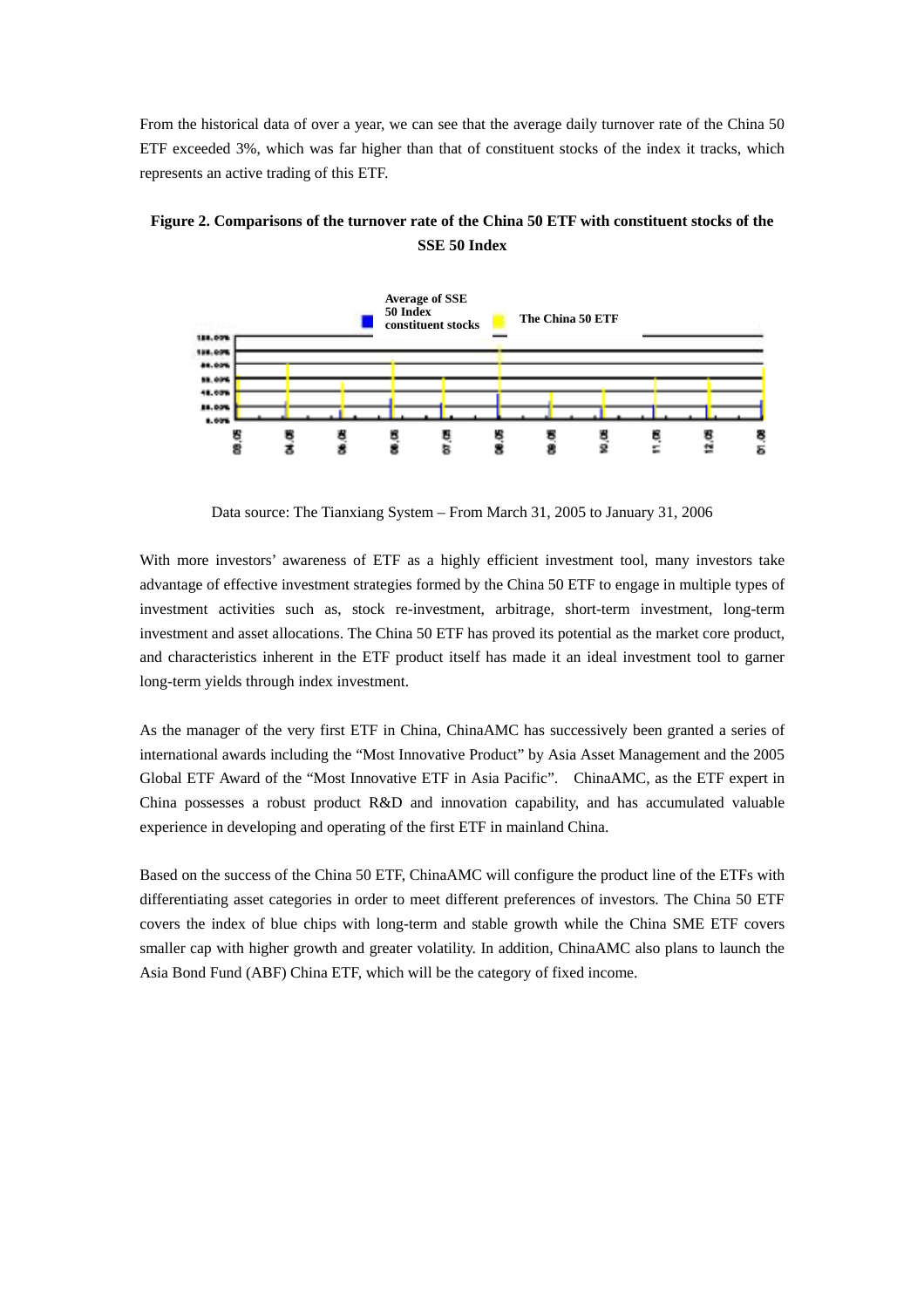From the historical data of over a year, we can see that the average daily turnover rate of the China 50 ETF exceeded 3%, which was far higher than that of constituent stocks of the index it tracks, which represents an active trading of this ETF.

**Figure 2. Comparisons of the turnover rate of the China 50 ETF with constituent stocks of the SSE 50 Index**

Data source: The Tianxiang System – From March 31, 2005 to January 31, 2006

With more investors' awareness of ETF as a highly efficient investment tool, many investors take advantage of effective investment strategies formed by the China 50 ETF to engage in multiple types of investment activities such as, stock re-investment, arbitrage, short-term investment, long-term investment and asset allocations. The China 50 ETF has proved its potential as the market core product, and characteristics inherent in the ETF product itself has made it an ideal investment tool to garner long-term yields through index investment.

As the manager of the very first ETF in China, ChinaAMC has successively been granted a series of international awards including the "Most Innovative Product" by Asia Asset Management and the 2005 Global ETF Award of the "Most Innovative ETF in Asia Pacific". ChinaAMC, as the ETF expert in China possesses a robust product R&D and innovation capability, and has accumulated valuable experience in developing and operating of the first ETF in mainland China.

Based on the success of the China 50 ETF, ChinaAMC will configure the product line of the ETFs with differentiating asset categories in order to meet different preferences of investors. The China 50 ETF covers the index of blue chips with long-term and stable growth while the China SME ETF covers smaller cap with higher growth and greater volatility. In addition, ChinaAMC also plans to launch the Asia Bond Fund (ABF) China ETF, which will be the category of fixed income.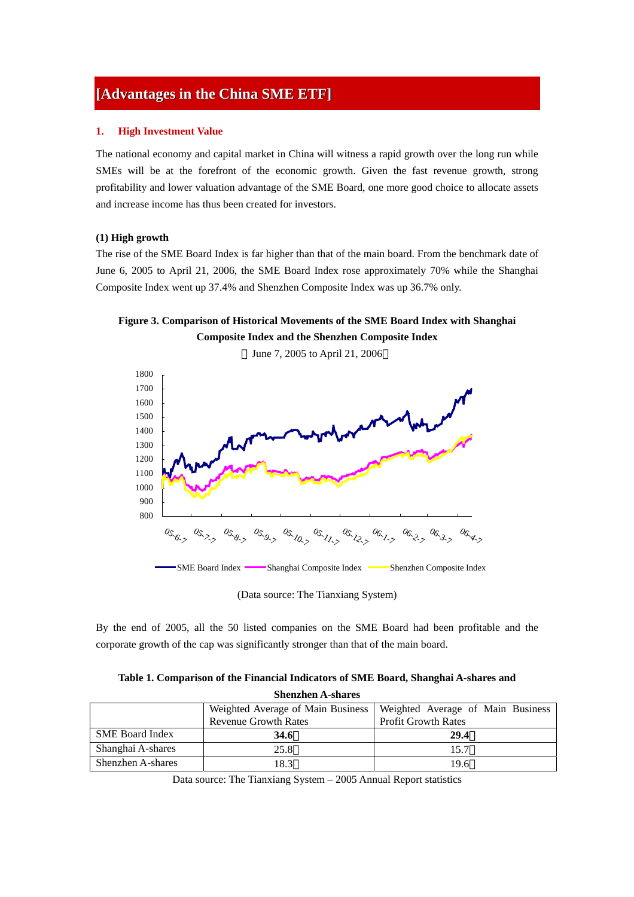## [Advantages in the China SME ETF]

### 1. High Investment Value

The national economy and capital market in China will witness a rapid growth over the long run while SMEs will be at the forefront of the economic growth. Given the fast revenue growth, strong profitability and lower valuation advantage of the SME Board, one more good choice to allocate assets and increase income has thus been created for investors.

**(1) High growth**

The rise of the SME Board Index is far higher than that of the main board. From the benchmark date of June 6, 2005 to April 21, 2006, the SME Board Index rose approximately 70% while the Shanghai Composite Index went up 37.4% and Shenzhen Composite Index was up 36.7% only.

**Figure 3. Comparison of Historical Movements of the SME Board Index with Shanghai Composite Index and the Shenzhen Composite Index**

（June 7, 2005 to April 21, 2006）

(Data source: The Tianxiang System)

By the end of 2005, all the 50 listed companies on the SME Board had been profitable and the corporate growth of the cap was significantly stronger than that of the main board.

**Table 1. Comparison of the Financial Indicators of SME Board, Shanghai A-shares and Shenzhen A-shares**

| | Weighted Average of Main Business Revenue Growth Rates | Weighted Average of Main Business Profit Growth Rates |
|---|---|---|
| SME Board Index | **34.6％** | **29.4％** |
| Shanghai A-shares | 25.8％ | 15.7％ |
| Shenzhen A-shares | 18.3％ | 19.6％ |

Data source: The Tianxiang System – 2005 Annual Report statistics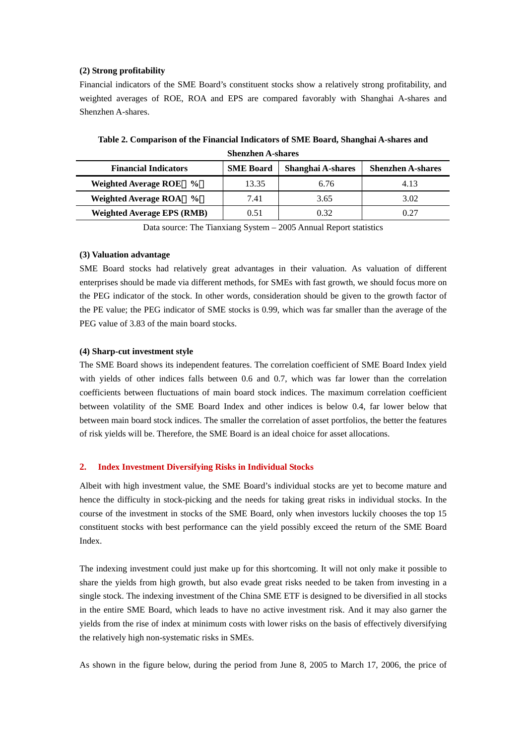**(2) Strong profitability**

Financial indicators of the SME Board's constituent stocks show a relatively strong profitability, and weighted averages of ROE, ROA and EPS are compared favorably with Shanghai A-shares and Shenzhen A-shares.

**Table 2. Comparison of the Financial Indicators of SME Board, Shanghai A-shares and Shenzhen A-shares**

| Financial Indicators | SME Board | Shanghai A-shares | Shenzhen A-shares |
|---|---|---|---|
| **Weighted Average ROE（%）** | 13.35 | 6.76 | 4.13 |
| **Weighted Average ROA（%）** | 7.41 | 3.65 | 3.02 |
| **Weighted Average EPS (RMB)** | 0.51 | 0.32 | 0.27 |

Data source: The Tianxiang System – 2005 Annual Report statistics

**(3) Valuation advantage**

SME Board stocks had relatively great advantages in their valuation. As valuation of different enterprises should be made via different methods, for SMEs with fast growth, we should focus more on the PEG indicator of the stock. In other words, consideration should be given to the growth factor of the PE value; the PEG indicator of SME stocks is 0.99, which was far smaller than the average of the PEG value of 3.83 of the main board stocks.

**(4) Sharp-cut investment style**

The SME Board shows its independent features. The correlation coefficient of SME Board Index yield with yields of other indices falls between 0.6 and 0.7, which was far lower than the correlation coefficients between fluctuations of main board stock indices. The maximum correlation coefficient between volatility of the SME Board Index and other indices is below 0.4, far lower below that between main board stock indices. The smaller the correlation of asset portfolios, the better the features of risk yields will be. Therefore, the SME Board is an ideal choice for asset allocations.

## 2. Index Investment Diversifying Risks in Individual Stocks

Albeit with high investment value, the SME Board's individual stocks are yet to become mature and hence the difficulty in stock-picking and the needs for taking great risks in individual stocks. In the course of the investment in stocks of the SME Board, only when investors luckily chooses the top 15 constituent stocks with best performance can the yield possibly exceed the return of the SME Board Index.

The indexing investment could just make up for this shortcoming. It will not only make it possible to share the yields from high growth, but also evade great risks needed to be taken from investing in a single stock. The indexing investment of the China SME ETF is designed to be diversified in all stocks in the entire SME Board, which leads to have no active investment risk. And it may also garner the yields from the rise of index at minimum costs with lower risks on the basis of effectively diversifying the relatively high non-systematic risks in SMEs.

As shown in the figure below, during the period from June 8, 2005 to March 17, 2006, the price of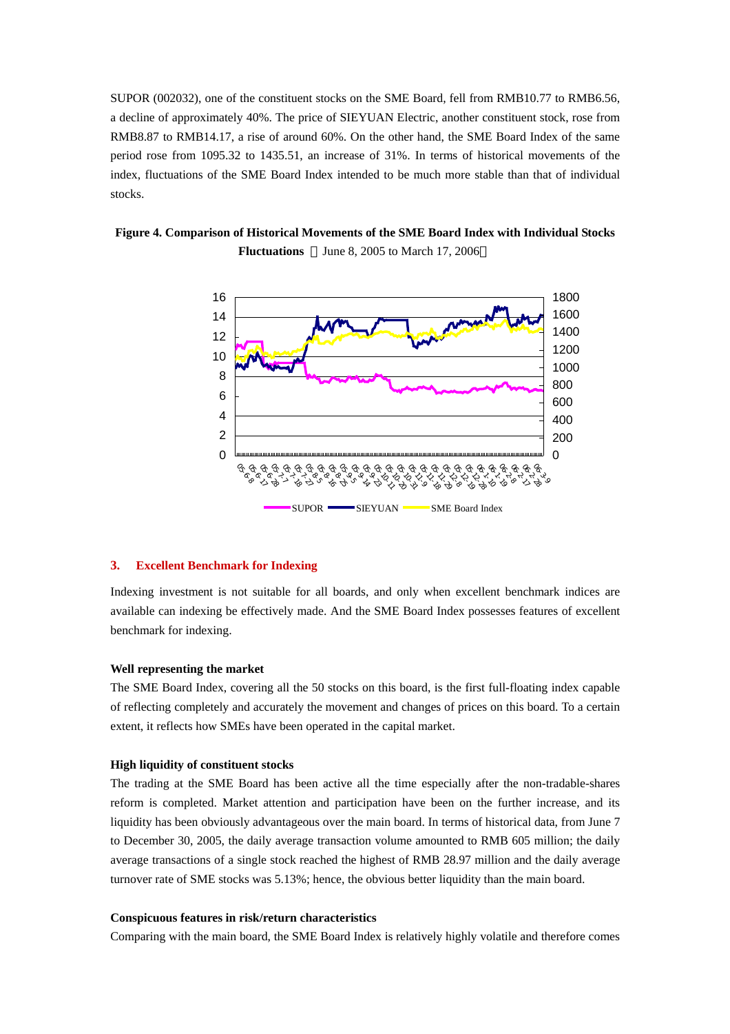SUPOR (002032), one of the constituent stocks on the SME Board, fell from RMB10.77 to RMB6.56, a decline of approximately 40%. The price of SIEYUAN Electric, another constituent stock, rose from RMB8.87 to RMB14.17, a rise of around 60%. On the other hand, the SME Board Index of the same period rose from 1095.32 to 1435.51, an increase of 31%. In terms of historical movements of the index, fluctuations of the SME Board Index intended to be much more stable than that of individual stocks.

**Figure 4. Comparison of Historical Movements of the SME Board Index with Individual Stocks Fluctuations** （June 8, 2005 to March 17, 2006）

### 3. Excellent Benchmark for Indexing

Indexing investment is not suitable for all boards, and only when excellent benchmark indices are available can indexing be effectively made. And the SME Board Index possesses features of excellent benchmark for indexing.

**Well representing the market**

The SME Board Index, covering all the 50 stocks on this board, is the first full-floating index capable of reflecting completely and accurately the movement and changes of prices on this board. To a certain extent, it reflects how SMEs have been operated in the capital market.

**High liquidity of constituent stocks**

The trading at the SME Board has been active all the time especially after the non-tradable-shares reform is completed. Market attention and participation have been on the further increase, and its liquidity has been obviously advantageous over the main board. In terms of historical data, from June 7 to December 30, 2005, the daily average transaction volume amounted to RMB 605 million; the daily average transactions of a single stock reached the highest of RMB 28.97 million and the daily average turnover rate of SME stocks was 5.13%; hence, the obvious better liquidity than the main board.

**Conspicuous features in risk/return characteristics**

Comparing with the main board, the SME Board Index is relatively highly volatile and therefore comes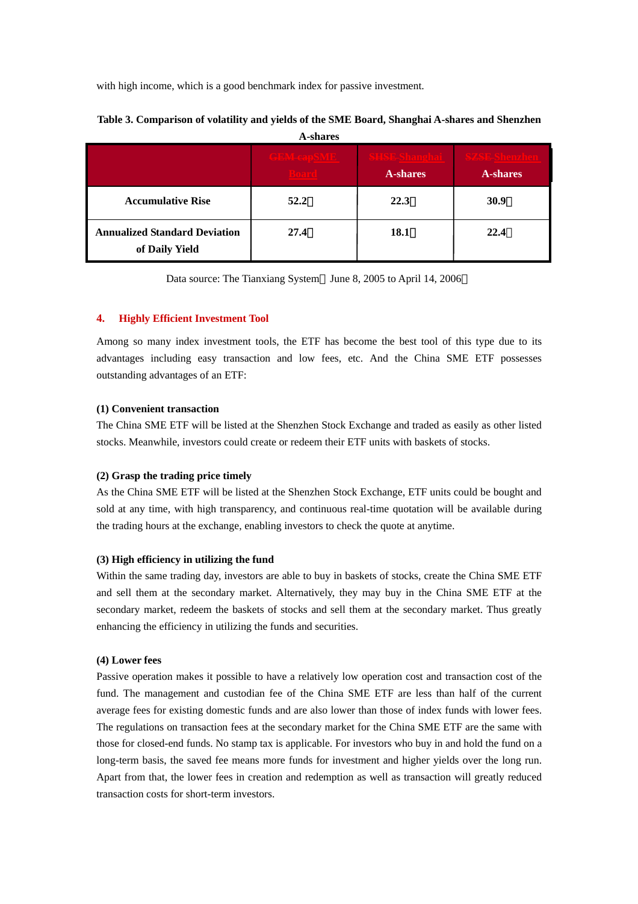with high income, which is a good benchmark index for passive investment.

**Table 3. Comparison of volatility and yields of the SME Board, Shanghai A-shares and Shenzhen A-shares**

| | ~~GEM cap~~SME Board | ~~SHSE~~ Shanghai A-shares | ~~SZSE~~ Shenzhen A-shares |
|---|---|---|---|
| **Accumulative Rise** | **52.2%** | **22.3%** | **30.9%** |
| **Annualized Standard Deviation of Daily Yield** | **27.4%** | **18.1%** | **22.4%** |

Data source: The Tianxiang System（June 8, 2005 to April 14, 2006）

### 4. Highly Efficient Investment Tool

Among so many index investment tools, the ETF has become the best tool of this type due to its advantages including easy transaction and low fees, etc. And the China SME ETF possesses outstanding advantages of an ETF:

**(1) Convenient transaction**

The China SME ETF will be listed at the Shenzhen Stock Exchange and traded as easily as other listed stocks. Meanwhile, investors could create or redeem their ETF units with baskets of stocks.

**(2) Grasp the trading price timely**

As the China SME ETF will be listed at the Shenzhen Stock Exchange, ETF units could be bought and sold at any time, with high transparency, and continuous real-time quotation will be available during the trading hours at the exchange, enabling investors to check the quote at anytime.

**(3) High efficiency in utilizing the fund**

Within the same trading day, investors are able to buy in baskets of stocks, create the China SME ETF and sell them at the secondary market. Alternatively, they may buy in the China SME ETF at the secondary market, redeem the baskets of stocks and sell them at the secondary market. Thus greatly enhancing the efficiency in utilizing the funds and securities.

**(4) Lower fees**

Passive operation makes it possible to have a relatively low operation cost and transaction cost of the fund. The management and custodian fee of the China SME ETF are less than half of the current average fees for existing domestic funds and are also lower than those of index funds with lower fees. The regulations on transaction fees at the secondary market for the China SME ETF are the same with those for closed-end funds. No stamp tax is applicable. For investors who buy in and hold the fund on a long-term basis, the saved fee means more funds for investment and higher yields over the long run. Apart from that, the lower fees in creation and redemption as well as transaction will greatly reduced transaction costs for short-term investors.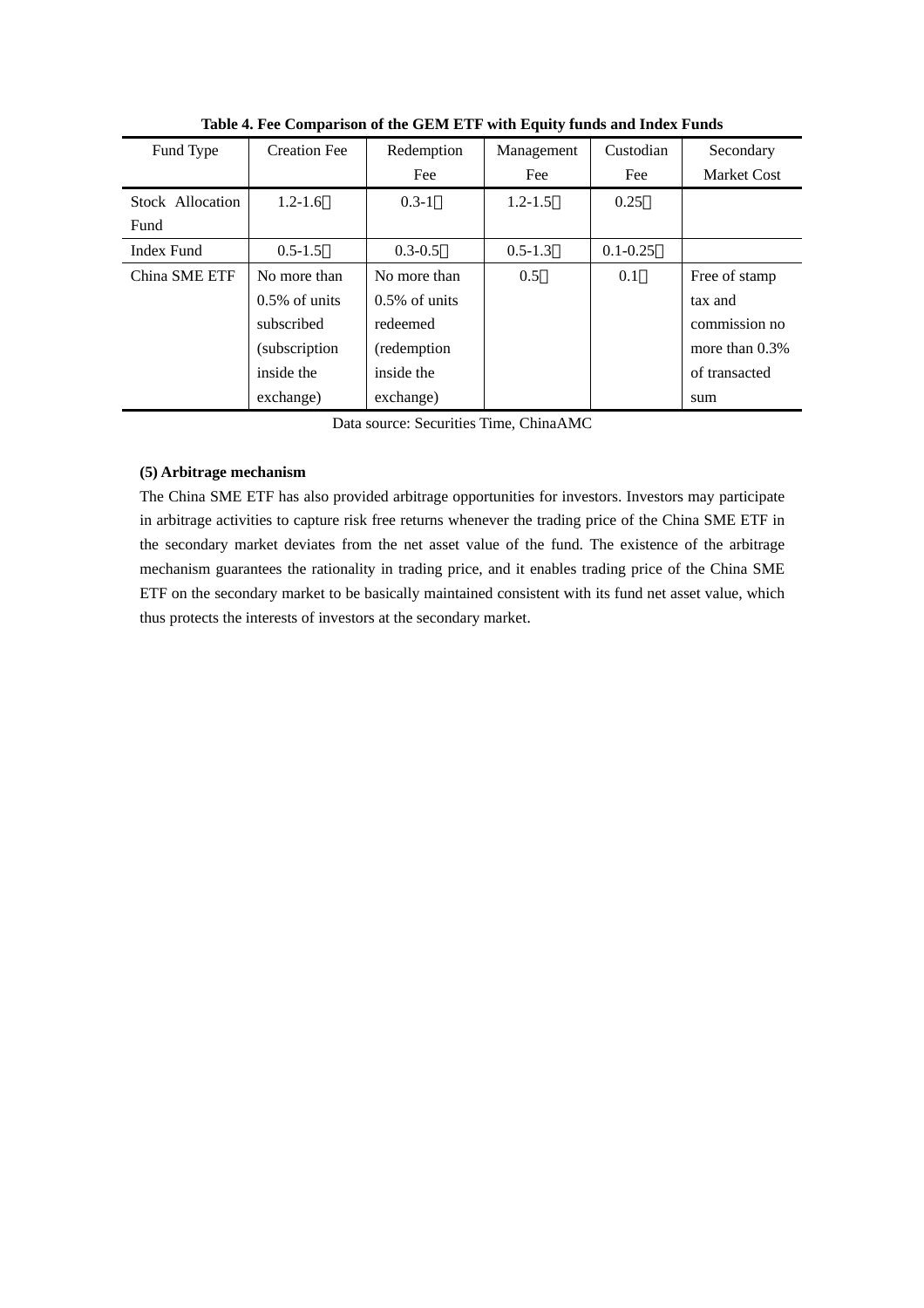**Table 4. Fee Comparison of the GEM ETF with Equity funds and Index Funds**

| Fund Type | Creation Fee | Redemption Fee | Management Fee | Custodian Fee | Secondary Market Cost |
|---|---|---|---|---|---|
| Stock Allocation Fund | 1.2-1.6％ | 0.3-1％ | 1.2-1.5％ | 0.25％ | |
| Index Fund | 0.5-1.5％ | 0.3-0.5％ | 0.5-1.3％ | 0.1-0.25％ | |
| China SME ETF | No more than 0.5% of units subscribed (subscription inside the exchange) | No more than 0.5% of units redeemed (redemption inside the exchange) | 0.5％ | 0.1％ | Free of stamp tax and commission no more than 0.3% of transacted sum |

Data source: Securities Time, ChinaAMC

**(5) Arbitrage mechanism**

The China SME ETF has also provided arbitrage opportunities for investors. Investors may participate in arbitrage activities to capture risk free returns whenever the trading price of the China SME ETF in the secondary market deviates from the net asset value of the fund. The existence of the arbitrage mechanism guarantees the rationality in trading price, and it enables trading price of the China SME ETF on the secondary market to be basically maintained consistent with its fund net asset value, which thus protects the interests of investors at the secondary market.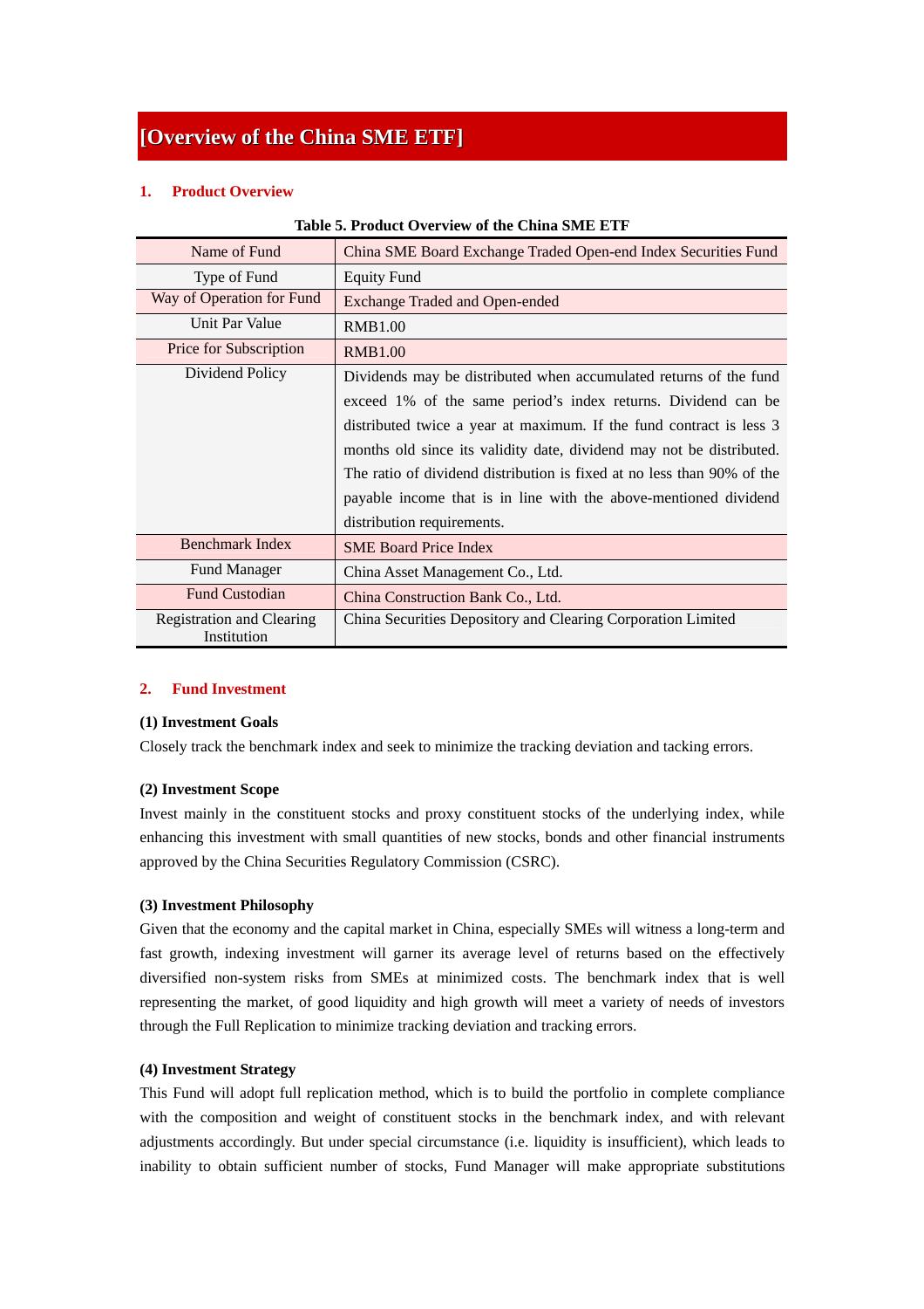# [Overview of the China SME ETF]

## 1. Product Overview

**Table 5. Product Overview of the China SME ETF**

| Name of Fund | China SME Board Exchange Traded Open-end Index Securities Fund |
|---|---|
| Type of Fund | Equity Fund |
| Way of Operation for Fund | Exchange Traded and Open-ended |
| Unit Par Value | RMB1.00 |
| Price for Subscription | RMB1.00 |
| Dividend Policy | Dividends may be distributed when accumulated returns of the fund exceed 1% of the same period's index returns. Dividend can be distributed twice a year at maximum. If the fund contract is less 3 months old since its validity date, dividend may not be distributed. The ratio of dividend distribution is fixed at no less than 90% of the payable income that is in line with the above-mentioned dividend distribution requirements. |
| Benchmark Index | SME Board Price Index |
| Fund Manager | China Asset Management Co., Ltd. |
| Fund Custodian | China Construction Bank Co., Ltd. |
| Registration and Clearing Institution | China Securities Depository and Clearing Corporation Limited |

## 2. Fund Investment

### (1) Investment Goals

Closely track the benchmark index and seek to minimize the tracking deviation and tacking errors.

### (2) Investment Scope

Invest mainly in the constituent stocks and proxy constituent stocks of the underlying index, while enhancing this investment with small quantities of new stocks, bonds and other financial instruments approved by the China Securities Regulatory Commission (CSRC).

### (3) Investment Philosophy

Given that the economy and the capital market in China, especially SMEs will witness a long-term and fast growth, indexing investment will garner its average level of returns based on the effectively diversified non-system risks from SMEs at minimized costs. The benchmark index that is well representing the market, of good liquidity and high growth will meet a variety of needs of investors through the Full Replication to minimize tracking deviation and tracking errors.

### (4) Investment Strategy

This Fund will adopt full replication method, which is to build the portfolio in complete compliance with the composition and weight of constituent stocks in the benchmark index, and with relevant adjustments accordingly. But under special circumstance (i.e. liquidity is insufficient), which leads to inability to obtain sufficient number of stocks, Fund Manager will make appropriate substitutions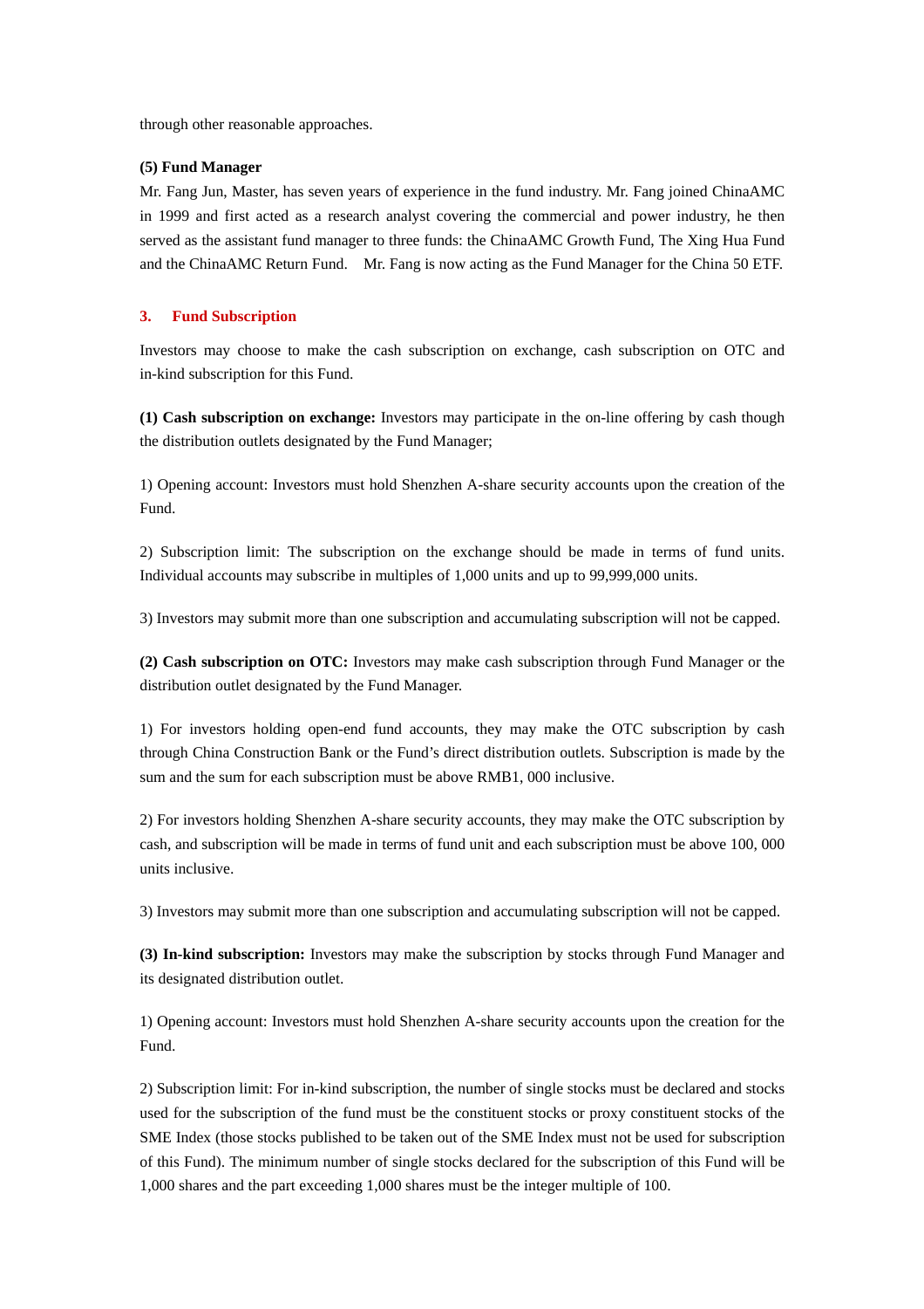through other reasonable approaches.

**(5) Fund Manager**

Mr. Fang Jun, Master, has seven years of experience in the fund industry. Mr. Fang joined ChinaAMC in 1999 and first acted as a research analyst covering the commercial and power industry, he then served as the assistant fund manager to three funds: the ChinaAMC Growth Fund, The Xing Hua Fund and the ChinaAMC Return Fund. Mr. Fang is now acting as the Fund Manager for the China 50 ETF.

## 3. Fund Subscription

Investors may choose to make the cash subscription on exchange, cash subscription on OTC and in-kind subscription for this Fund.

**(1) Cash subscription on exchange:** Investors may participate in the on-line offering by cash though the distribution outlets designated by the Fund Manager;

1) Opening account: Investors must hold Shenzhen A-share security accounts upon the creation of the Fund.

2) Subscription limit: The subscription on the exchange should be made in terms of fund units. Individual accounts may subscribe in multiples of 1,000 units and up to 99,999,000 units.

3) Investors may submit more than one subscription and accumulating subscription will not be capped.

**(2) Cash subscription on OTC:** Investors may make cash subscription through Fund Manager or the distribution outlet designated by the Fund Manager.

1) For investors holding open-end fund accounts, they may make the OTC subscription by cash through China Construction Bank or the Fund's direct distribution outlets. Subscription is made by the sum and the sum for each subscription must be above RMB1, 000 inclusive.

2) For investors holding Shenzhen A-share security accounts, they may make the OTC subscription by cash, and subscription will be made in terms of fund unit and each subscription must be above 100, 000 units inclusive.

3) Investors may submit more than one subscription and accumulating subscription will not be capped.

**(3) In-kind subscription:** Investors may make the subscription by stocks through Fund Manager and its designated distribution outlet.

1) Opening account: Investors must hold Shenzhen A-share security accounts upon the creation for the Fund.

2) Subscription limit: For in-kind subscription, the number of single stocks must be declared and stocks used for the subscription of the fund must be the constituent stocks or proxy constituent stocks of the SME Index (those stocks published to be taken out of the SME Index must not be used for subscription of this Fund). The minimum number of single stocks declared for the subscription of this Fund will be 1,000 shares and the part exceeding 1,000 shares must be the integer multiple of 100.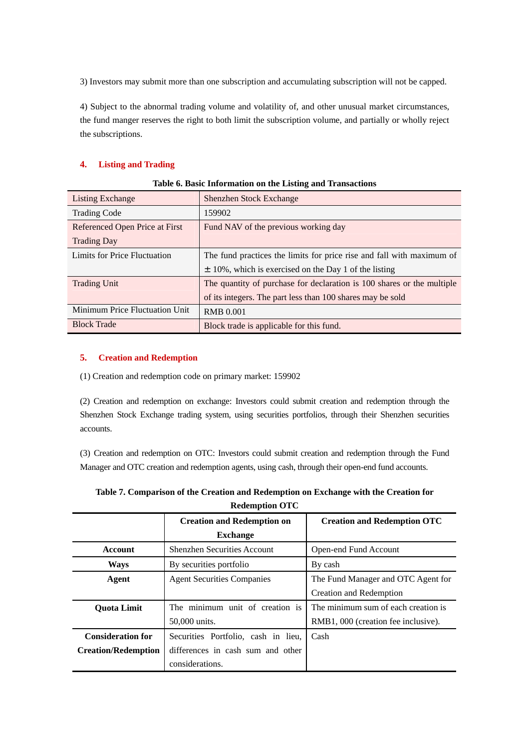3) Investors may submit more than one subscription and accumulating subscription will not be capped.

4) Subject to the abnormal trading volume and volatility of, and other unusual market circumstances, the fund manger reserves the right to both limit the subscription volume, and partially or wholly reject the subscriptions.

## 4. Listing and Trading

**Table 6. Basic Information on the Listing and Transactions**

| | |
|---|---|
| Listing Exchange | Shenzhen Stock Exchange |
| Trading Code | 159902 |
| Referenced Open Price at First Trading Day | Fund NAV of the previous working day |
| Limits for Price Fluctuation | The fund practices the limits for price rise and fall with maximum of ± 10%, which is exercised on the Day 1 of the listing |
| Trading Unit | The quantity of purchase for declaration is 100 shares or the multiple of its integers. The part less than 100 shares may be sold |
| Minimum Price Fluctuation Unit | RMB 0.001 |
| Block Trade | Block trade is applicable for this fund. |

## 5. Creation and Redemption

(1) Creation and redemption code on primary market: 159902

(2) Creation and redemption on exchange: Investors could submit creation and redemption through the Shenzhen Stock Exchange trading system, using securities portfolios, through their Shenzhen securities accounts.

(3) Creation and redemption on OTC: Investors could submit creation and redemption through the Fund Manager and OTC creation and redemption agents, using cash, through their open-end fund accounts.

**Table 7. Comparison of the Creation and Redemption on Exchange with the Creation for Redemption OTC**

| | Creation and Redemption on Exchange | Creation and Redemption OTC |
|---|---|---|
| **Account** | Shenzhen Securities Account | Open-end Fund Account |
| **Ways** | By securities portfolio | By cash |
| **Agent** | Agent Securities Companies | The Fund Manager and OTC Agent for Creation and Redemption |
| **Quota Limit** | The minimum unit of creation is 50,000 units. | The minimum sum of each creation is RMB1, 000 (creation fee inclusive). |
| **Consideration for Creation/Redemption** | Securities Portfolio, cash in lieu, differences in cash sum and other considerations. | Cash |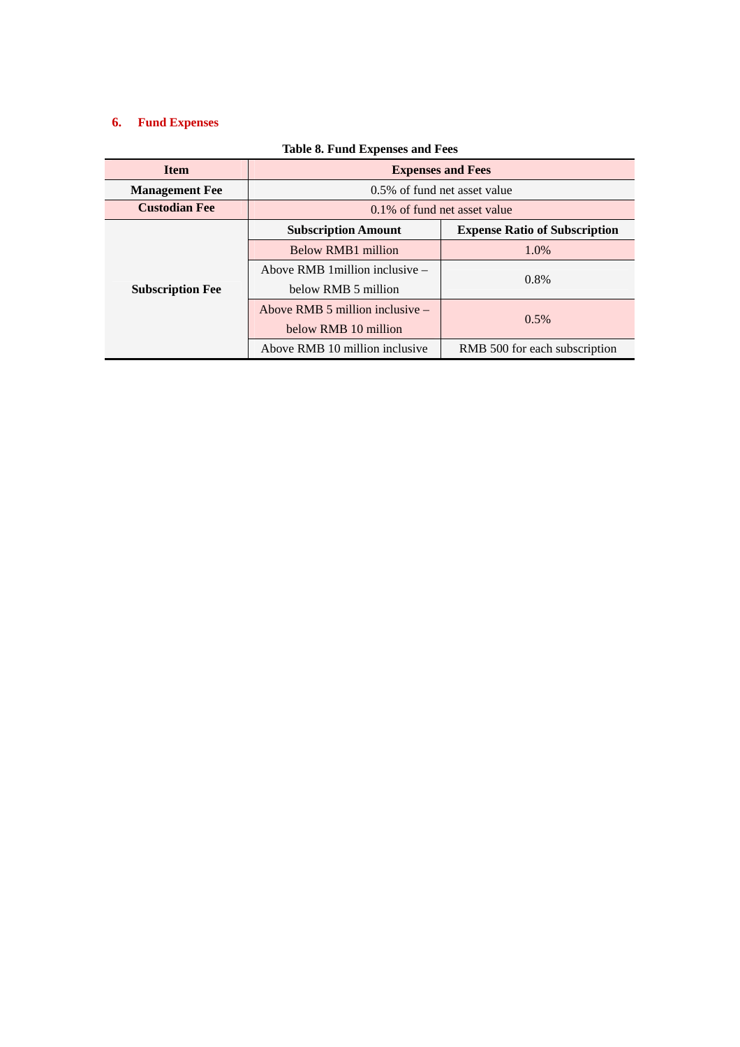## 6. Fund Expenses

**Table 8. Fund Expenses and Fees**

| Item | Expenses and Fees | |
|---|---|---|
| **Management Fee** | 0.5% of fund net asset value | |
| **Custodian Fee** | 0.1% of fund net asset value | |
| **Subscription Fee** | **Subscription Amount** | **Expense Ratio of Subscription** |
| | Below RMB1 million | 1.0% |
| | Above RMB 1million inclusive – below RMB 5 million | 0.8% |
| | Above RMB 5 million inclusive – below RMB 10 million | 0.5% |
| | Above RMB 10 million inclusive | RMB 500 for each subscription |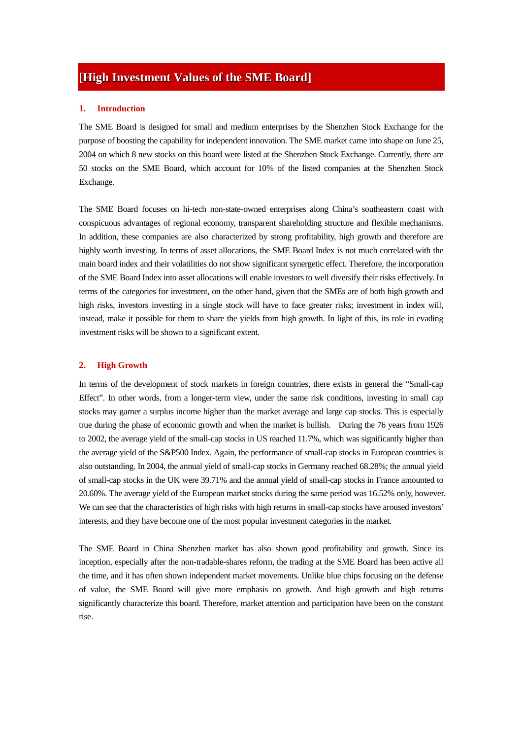# [High Investment Values of the SME Board]

## 1. Introduction

The SME Board is designed for small and medium enterprises by the Shenzhen Stock Exchange for the purpose of boosting the capability for independent innovation. The SME market came into shape on June 25, 2004 on which 8 new stocks on this board were listed at the Shenzhen Stock Exchange. Currently, there are 50 stocks on the SME Board, which account for 10% of the listed companies at the Shenzhen Stock Exchange.

The SME Board focuses on hi-tech non-state-owned enterprises along China's southeastern coast with conspicuous advantages of regional economy, transparent shareholding structure and flexible mechanisms. In addition, these companies are also characterized by strong profitability, high growth and therefore are highly worth investing. In terms of asset allocations, the SME Board Index is not much correlated with the main board index and their volatilities do not show significant synergetic effect. Therefore, the incorporation of the SME Board Index into asset allocations will enable investors to well diversify their risks effectively. In terms of the categories for investment, on the other hand, given that the SMEs are of both high growth and high risks, investors investing in a single stock will have to face greater risks; investment in index will, instead, make it possible for them to share the yields from high growth. In light of this, its role in evading investment risks will be shown to a significant extent.

## 2. High Growth

In terms of the development of stock markets in foreign countries, there exists in general the "Small-cap Effect". In other words, from a longer-term view, under the same risk conditions, investing in small cap stocks may garner a surplus income higher than the market average and large cap stocks. This is especially true during the phase of economic growth and when the market is bullish. During the 76 years from 1926 to 2002, the average yield of the small-cap stocks in US reached 11.7%, which was significantly higher than the average yield of the S&P500 Index. Again, the performance of small-cap stocks in European countries is also outstanding. In 2004, the annual yield of small-cap stocks in Germany reached 68.28%; the annual yield of small-cap stocks in the UK were 39.71% and the annual yield of small-cap stocks in France amounted to 20.60%. The average yield of the European market stocks during the same period was 16.52% only, however. We can see that the characteristics of high risks with high returns in small-cap stocks have aroused investors' interests, and they have become one of the most popular investment categories in the market.

The SME Board in China Shenzhen market has also shown good profitability and growth. Since its inception, especially after the non-tradable-shares reform, the trading at the SME Board has been active all the time, and it has often shown independent market movements. Unlike blue chips focusing on the defense of value, the SME Board will give more emphasis on growth. And high growth and high returns significantly characterize this board. Therefore, market attention and participation have been on the constant rise.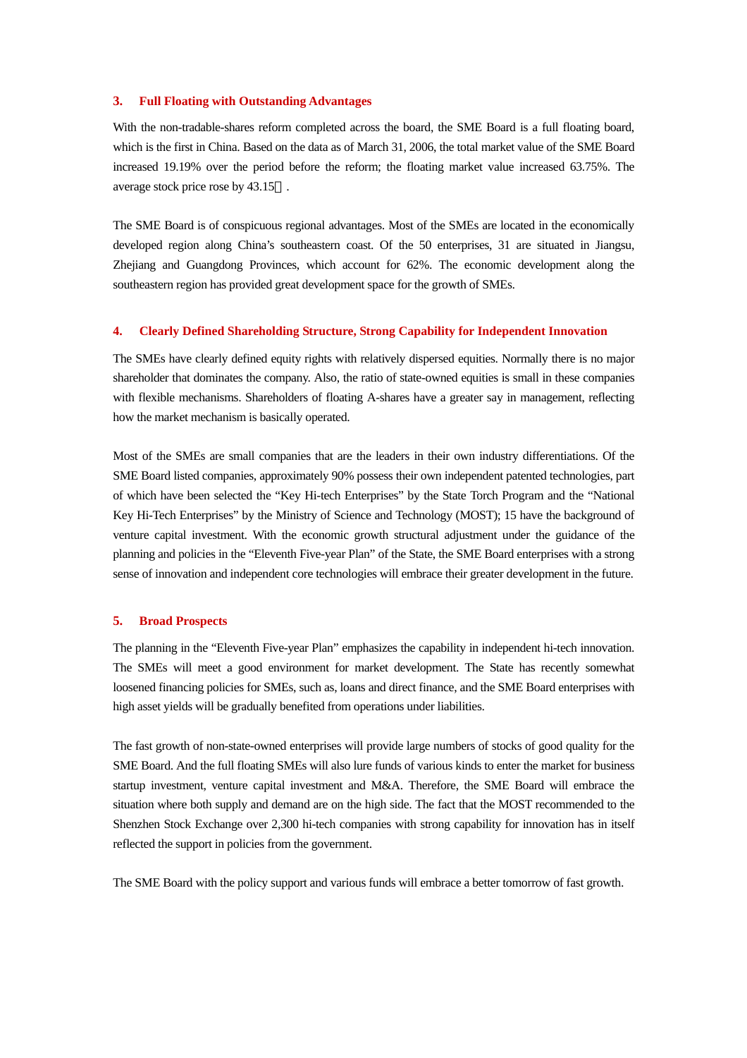### 3. Full Floating with Outstanding Advantages

With the non-tradable-shares reform completed across the board, the SME Board is a full floating board, which is the first in China. Based on the data as of March 31, 2006, the total market value of the SME Board increased 19.19% over the period before the reform; the floating market value increased 63.75%. The average stock price rose by 43.15％.

The SME Board is of conspicuous regional advantages. Most of the SMEs are located in the economically developed region along China's southeastern coast. Of the 50 enterprises, 31 are situated in Jiangsu, Zhejiang and Guangdong Provinces, which account for 62%. The economic development along the southeastern region has provided great development space for the growth of SMEs.

### 4. Clearly Defined Shareholding Structure, Strong Capability for Independent Innovation

The SMEs have clearly defined equity rights with relatively dispersed equities. Normally there is no major shareholder that dominates the company. Also, the ratio of state-owned equities is small in these companies with flexible mechanisms. Shareholders of floating A-shares have a greater say in management, reflecting how the market mechanism is basically operated.

Most of the SMEs are small companies that are the leaders in their own industry differentiations. Of the SME Board listed companies, approximately 90% possess their own independent patented technologies, part of which have been selected the "Key Hi-tech Enterprises" by the State Torch Program and the "National Key Hi-Tech Enterprises" by the Ministry of Science and Technology (MOST); 15 have the background of venture capital investment. With the economic growth structural adjustment under the guidance of the planning and policies in the "Eleventh Five-year Plan" of the State, the SME Board enterprises with a strong sense of innovation and independent core technologies will embrace their greater development in the future.

### 5. Broad Prospects

The planning in the "Eleventh Five-year Plan" emphasizes the capability in independent hi-tech innovation. The SMEs will meet a good environment for market development. The State has recently somewhat loosened financing policies for SMEs, such as, loans and direct finance, and the SME Board enterprises with high asset yields will be gradually benefited from operations under liabilities.

The fast growth of non-state-owned enterprises will provide large numbers of stocks of good quality for the SME Board. And the full floating SMEs will also lure funds of various kinds to enter the market for business startup investment, venture capital investment and M&A. Therefore, the SME Board will embrace the situation where both supply and demand are on the high side. The fact that the MOST recommended to the Shenzhen Stock Exchange over 2,300 hi-tech companies with strong capability for innovation has in itself reflected the support in policies from the government.

The SME Board with the policy support and various funds will embrace a better tomorrow of fast growth.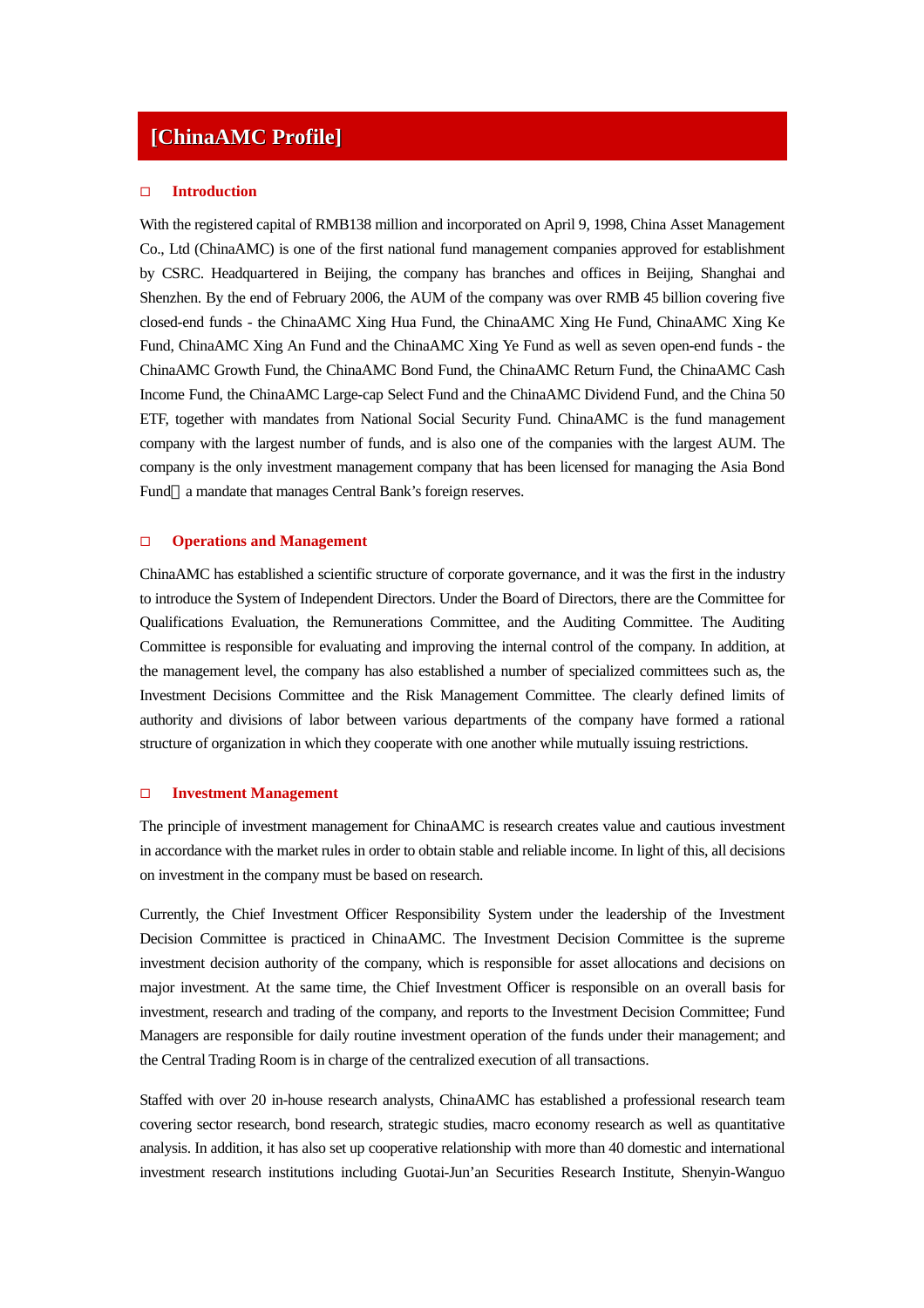# [ChinaAMC Profile]

## □ Introduction

With the registered capital of RMB138 million and incorporated on April 9, 1998, China Asset Management Co., Ltd (ChinaAMC) is one of the first national fund management companies approved for establishment by CSRC. Headquartered in Beijing, the company has branches and offices in Beijing, Shanghai and Shenzhen. By the end of February 2006, the AUM of the company was over RMB 45 billion covering five closed-end funds - the ChinaAMC Xing Hua Fund, the ChinaAMC Xing He Fund, ChinaAMC Xing Ke Fund, ChinaAMC Xing An Fund and the ChinaAMC Xing Ye Fund as well as seven open-end funds - the ChinaAMC Growth Fund, the ChinaAMC Bond Fund, the ChinaAMC Return Fund, the ChinaAMC Cash Income Fund, the ChinaAMC Large-cap Select Fund and the ChinaAMC Dividend Fund, and the China 50 ETF, together with mandates from National Social Security Fund. ChinaAMC is the fund management company with the largest number of funds, and is also one of the companies with the largest AUM. The company is the only investment management company that has been licensed for managing the Asia Bond Fund a mandate that manages Central Bank's foreign reserves.

## □ Operations and Management

ChinaAMC has established a scientific structure of corporate governance, and it was the first in the industry to introduce the System of Independent Directors. Under the Board of Directors, there are the Committee for Qualifications Evaluation, the Remunerations Committee, and the Auditing Committee. The Auditing Committee is responsible for evaluating and improving the internal control of the company. In addition, at the management level, the company has also established a number of specialized committees such as, the Investment Decisions Committee and the Risk Management Committee. The clearly defined limits of authority and divisions of labor between various departments of the company have formed a rational structure of organization in which they cooperate with one another while mutually issuing restrictions.

## □ Investment Management

The principle of investment management for ChinaAMC is research creates value and cautious investment in accordance with the market rules in order to obtain stable and reliable income. In light of this, all decisions on investment in the company must be based on research.

Currently, the Chief Investment Officer Responsibility System under the leadership of the Investment Decision Committee is practiced in ChinaAMC. The Investment Decision Committee is the supreme investment decision authority of the company, which is responsible for asset allocations and decisions on major investment. At the same time, the Chief Investment Officer is responsible on an overall basis for investment, research and trading of the company, and reports to the Investment Decision Committee; Fund Managers are responsible for daily routine investment operation of the funds under their management; and the Central Trading Room is in charge of the centralized execution of all transactions.

Staffed with over 20 in-house research analysts, ChinaAMC has established a professional research team covering sector research, bond research, strategic studies, macro economy research as well as quantitative analysis. In addition, it has also set up cooperative relationship with more than 40 domestic and international investment research institutions including Guotai-Jun'an Securities Research Institute, Shenyin-Wanguo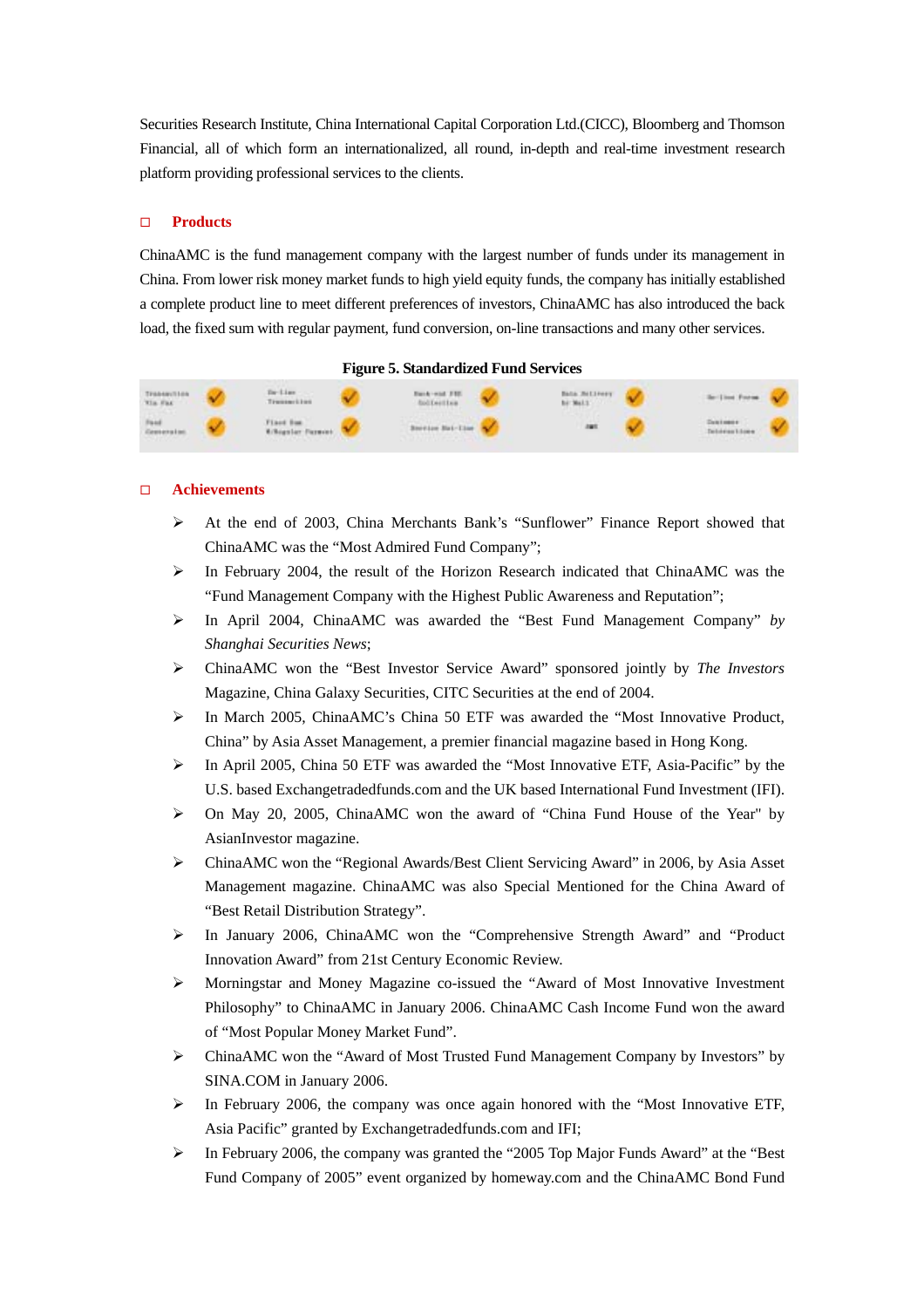Securities Research Institute, China International Capital Corporation Ltd.(CICC), Bloomberg and Thomson Financial, all of which form an internationalized, all round, in-depth and real-time investment research platform providing professional services to the clients.

## □ Products

ChinaAMC is the fund management company with the largest number of funds under its management in China. From lower risk money market funds to high yield equity funds, the company has initially established a complete product line to meet different preferences of investors, ChinaAMC has also introduced the back load, the fixed sum with regular payment, fund conversion, on-line transactions and many other services.

**Figure 5. Standardized Fund Services**

| | | | | | | | | | |
|---|---|---|---|---|---|---|---|---|---|
| Transaction Via Fax | ✓ | On-Line Transaction | ✓ | Back-end FEE Collection | ✓ | Data Delivery by Mail | ✓ | On-Line Forum | ✓ |
| Fund Conversion | ✓ | Fixed Sum W/Regular Payment | ✓ | Service Hot-Line | ✓ | SMS | ✓ | Customer Interactions | ✓ |

## □ Achievements

- At the end of 2003, China Merchants Bank's "Sunflower" Finance Report showed that ChinaAMC was the "Most Admired Fund Company";
- In February 2004, the result of the Horizon Research indicated that ChinaAMC was the "Fund Management Company with the Highest Public Awareness and Reputation";
- In April 2004, ChinaAMC was awarded the "Best Fund Management Company" *by Shanghai Securities News*;
- ChinaAMC won the "Best Investor Service Award" sponsored jointly by *The Investors* Magazine, China Galaxy Securities, CITC Securities at the end of 2004.
- In March 2005, ChinaAMC's China 50 ETF was awarded the "Most Innovative Product, China" by Asia Asset Management, a premier financial magazine based in Hong Kong.
- In April 2005, China 50 ETF was awarded the "Most Innovative ETF, Asia-Pacific" by the U.S. based Exchangetradedfunds.com and the UK based International Fund Investment (IFI).
- On May 20, 2005, ChinaAMC won the award of "China Fund House of the Year" by AsianInvestor magazine.
- ChinaAMC won the "Regional Awards/Best Client Servicing Award" in 2006, by Asia Asset Management magazine. ChinaAMC was also Special Mentioned for the China Award of "Best Retail Distribution Strategy".
- In January 2006, ChinaAMC won the "Comprehensive Strength Award" and "Product Innovation Award" from 21st Century Economic Review.
- Morningstar and Money Magazine co-issued the "Award of Most Innovative Investment Philosophy" to ChinaAMC in January 2006. ChinaAMC Cash Income Fund won the award of "Most Popular Money Market Fund".
- ChinaAMC won the "Award of Most Trusted Fund Management Company by Investors" by SINA.COM in January 2006.
- In February 2006, the company was once again honored with the "Most Innovative ETF, Asia Pacific" granted by Exchangetradedfunds.com and IFI;
- In February 2006, the company was granted the "2005 Top Major Funds Award" at the "Best Fund Company of 2005" event organized by homeway.com and the ChinaAMC Bond Fund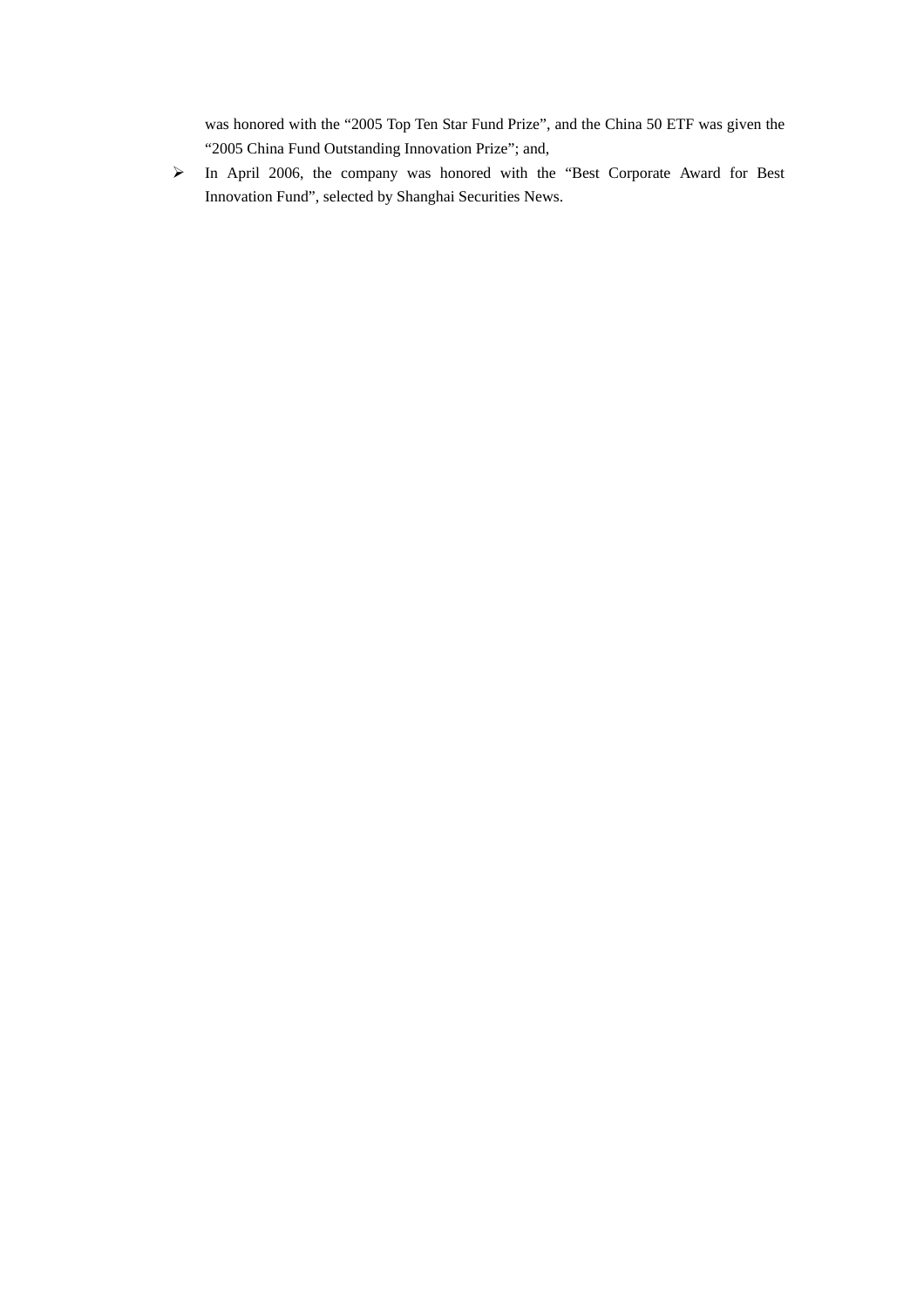was honored with the “2005 Top Ten Star Fund Prize”, and the China 50 ETF was given the “2005 China Fund Outstanding Innovation Prize”; and,

- In April 2006, the company was honored with the “Best Corporate Award for Best Innovation Fund”, selected by Shanghai Securities News.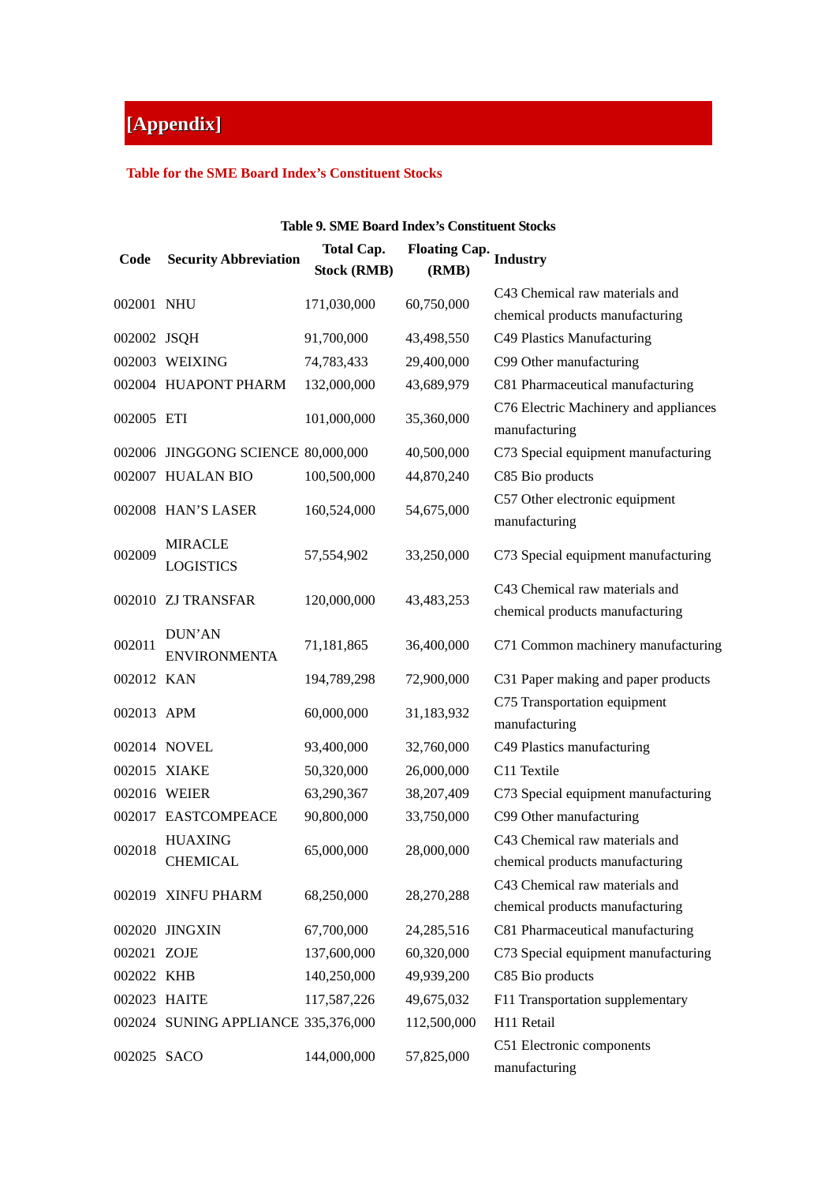# [Appendix]

**Table for the SME Board Index's Constituent Stocks**

**Table 9. SME Board Index's Constituent Stocks**

| Code | Security Abbreviation | Total Cap. Stock (RMB) | Floating Cap. (RMB) | Industry |
|---|---|---|---|---|
| 002001 | NHU | 171,030,000 | 60,750,000 | C43 Chemical raw materials and chemical products manufacturing |
| 002002 | JSQH | 91,700,000 | 43,498,550 | C49 Plastics Manufacturing |
| 002003 | WEIXING | 74,783,433 | 29,400,000 | C99 Other manufacturing |
| 002004 | HUAPONT PHARM | 132,000,000 | 43,689,979 | C81 Pharmaceutical manufacturing |
| 002005 | ETI | 101,000,000 | 35,360,000 | C76 Electric Machinery and appliances manufacturing |
| 002006 | JINGGONG SCIENCE | 80,000,000 | 40,500,000 | C73 Special equipment manufacturing |
| 002007 | HUALAN BIO | 100,500,000 | 44,870,240 | C85 Bio products |
| 002008 | HAN'S LASER | 160,524,000 | 54,675,000 | C57 Other electronic equipment manufacturing |
| 002009 | MIRACLE LOGISTICS | 57,554,902 | 33,250,000 | C73 Special equipment manufacturing |
| 002010 | ZJ TRANSFAR | 120,000,000 | 43,483,253 | C43 Chemical raw materials and chemical products manufacturing |
| 002011 | DUN'AN ENVIRONMENTA | 71,181,865 | 36,400,000 | C71 Common machinery manufacturing |
| 002012 | KAN | 194,789,298 | 72,900,000 | C31 Paper making and paper products |
| 002013 | APM | 60,000,000 | 31,183,932 | C75 Transportation equipment manufacturing |
| 002014 | NOVEL | 93,400,000 | 32,760,000 | C49 Plastics manufacturing |
| 002015 | XIAKE | 50,320,000 | 26,000,000 | C11 Textile |
| 002016 | WEIER | 63,290,367 | 38,207,409 | C73 Special equipment manufacturing |
| 002017 | EASTCOMPEACE | 90,800,000 | 33,750,000 | C99 Other manufacturing |
| 002018 | HUAXING CHEMICAL | 65,000,000 | 28,000,000 | C43 Chemical raw materials and chemical products manufacturing |
| 002019 | XINFU PHARM | 68,250,000 | 28,270,288 | C43 Chemical raw materials and chemical products manufacturing |
| 002020 | JINGXIN | 67,700,000 | 24,285,516 | C81 Pharmaceutical manufacturing |
| 002021 | ZOJE | 137,600,000 | 60,320,000 | C73 Special equipment manufacturing |
| 002022 | KHB | 140,250,000 | 49,939,200 | C85 Bio products |
| 002023 | HAITE | 117,587,226 | 49,675,032 | F11 Transportation supplementary |
| 002024 | SUNING APPLIANCE | 335,376,000 | 112,500,000 | H11 Retail |
| 002025 | SACO | 144,000,000 | 57,825,000 | C51 Electronic components manufacturing |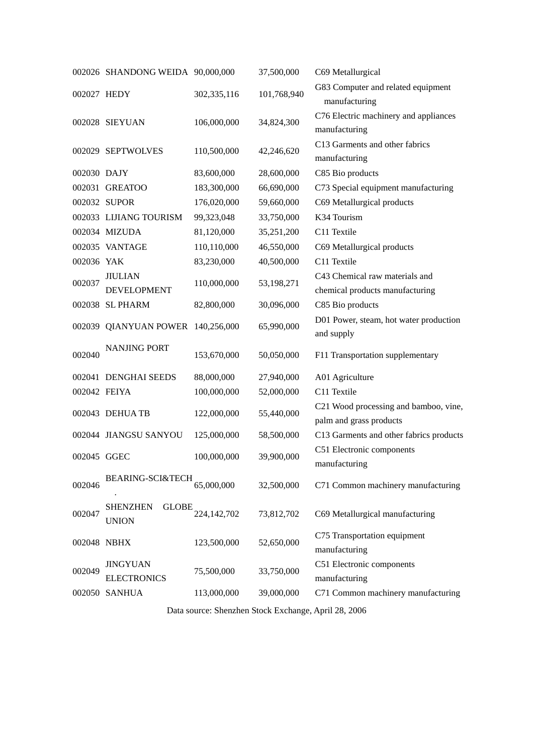| | | | | |
|---|---|---|---|---|
| 002026 | SHANDONG WEIDA | 90,000,000 | 37,500,000 | C69 Metallurgical |
| 002027 | HEDY | 302,335,116 | 101,768,940 | G83 Computer and related equipment manufacturing |
| 002028 | SIEYUAN | 106,000,000 | 34,824,300 | C76 Electric machinery and appliances manufacturing |
| 002029 | SEPTWOLVES | 110,500,000 | 42,246,620 | C13 Garments and other fabrics manufacturing |
| 002030 | DAJY | 83,600,000 | 28,600,000 | C85 Bio products |
| 002031 | GREATOO | 183,300,000 | 66,690,000 | C73 Special equipment manufacturing |
| 002032 | SUPOR | 176,020,000 | 59,660,000 | C69 Metallurgical products |
| 002033 | LIJIANG TOURISM | 99,323,048 | 33,750,000 | K34 Tourism |
| 002034 | MIZUDA | 81,120,000 | 35,251,200 | C11 Textile |
| 002035 | VANTAGE | 110,110,000 | 46,550,000 | C69 Metallurgical products |
| 002036 | YAK | 83,230,000 | 40,500,000 | C11 Textile |
| 002037 | JIULIAN DEVELOPMENT | 110,000,000 | 53,198,271 | C43 Chemical raw materials and chemical products manufacturing |
| 002038 | SL PHARM | 82,800,000 | 30,096,000 | C85 Bio products |
| 002039 | QIANYUAN POWER | 140,256,000 | 65,990,000 | D01 Power, steam, hot water production and supply |
| 002040 | NANJING PORT | 153,670,000 | 50,050,000 | F11 Transportation supplementary |
| 002041 | DENGHAI SEEDS | 88,000,000 | 27,940,000 | A01 Agriculture |
| 002042 | FEIYA | 100,000,000 | 52,000,000 | C11 Textile |
| 002043 | DEHUA TB | 122,000,000 | 55,440,000 | C21 Wood processing and bamboo, vine, palm and grass products |
| 002044 | JIANGSU SANYOU | 125,000,000 | 58,500,000 | C13 Garments and other fabrics products |
| 002045 | GGEC | 100,000,000 | 39,900,000 | C51 Electronic components manufacturing |
| 002046 | BEARING-SCI&TECH. | 65,000,000 | 32,500,000 | C71 Common machinery manufacturing |
| 002047 | SHENZHEN GLOBE UNION | 224,142,702 | 73,812,702 | C69 Metallurgical manufacturing |
| 002048 | NBHX | 123,500,000 | 52,650,000 | C75 Transportation equipment manufacturing |
| 002049 | JINGYUAN ELECTRONICS | 75,500,000 | 33,750,000 | C51 Electronic components manufacturing |
| 002050 | SANHUA | 113,000,000 | 39,000,000 | C71 Common machinery manufacturing |

Data source: Shenzhen Stock Exchange, April 28, 2006